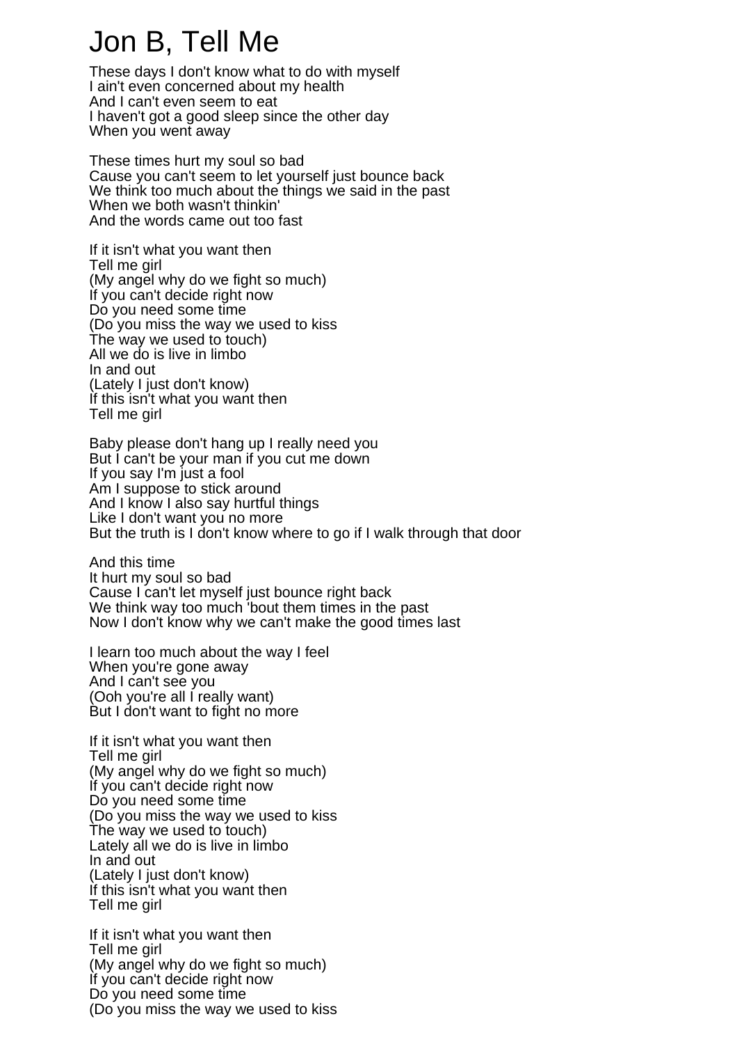# Jon B, Tell Me

These days I don't know what to do with myself
I ain't even concerned about my health
And I can't even seem to eat
I haven't got a good sleep since the other day
When you went away

These times hurt my soul so bad
Cause you can't seem to let yourself just bounce back
We think too much about the things we said in the past
When we both wasn't thinkin'
And the words came out too fast

If it isn't what you want then
Tell me girl
(My angel why do we fight so much)
If you can't decide right now
Do you need some time
(Do you miss the way we used to kiss
The way we used to touch)
All we do is live in limbo
In and out
(Lately I just don't know)
If this isn't what you want then
Tell me girl

Baby please don't hang up I really need you
But I can't be your man if you cut me down
If you say I'm just a fool
Am I suppose to stick around
And I know I also say hurtful things
Like I don't want you no more
But the truth is I don't know where to go if I walk through that door

And this time
It hurt my soul so bad
Cause I can't let myself just bounce right back
We think way too much 'bout them times in the past
Now I don't know why we can't make the good times last

I learn too much about the way I feel
When you're gone away
And I can't see you
(Ooh you're all I really want)
But I don't want to fight no more

If it isn't what you want then
Tell me girl
(My angel why do we fight so much)
If you can't decide right now
Do you need some time
(Do you miss the way we used to kiss
The way we used to touch)
Lately all we do is live in limbo
In and out
(Lately I just don't know)
If this isn't what you want then
Tell me girl

If it isn't what you want then
Tell me girl
(My angel why do we fight so much)
If you can't decide right now
Do you need some time
(Do you miss the way we used to kiss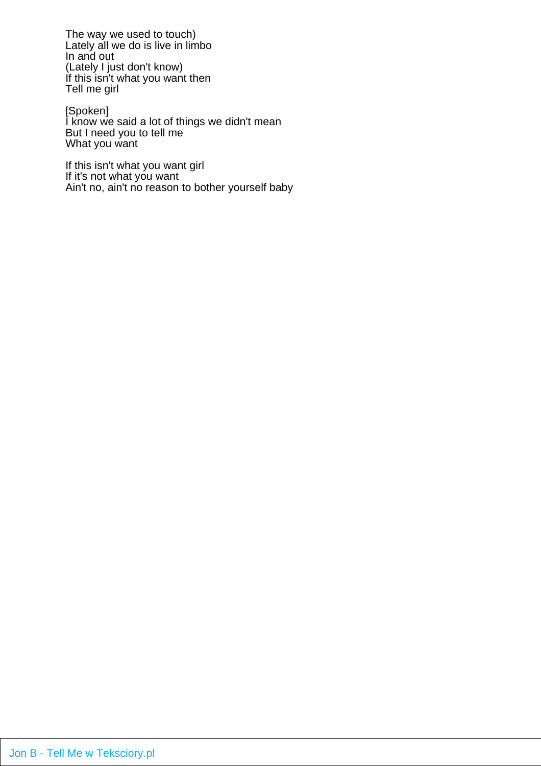The way we used to touch)
Lately all we do is live in limbo
In and out
(Lately I just don't know)
If this isn't what you want then
Tell me girl

[Spoken]
I know we said a lot of things we didn't mean
But I need you to tell me
What you want

If this isn't what you want girl
If it's not what you want
Ain't no, ain't no reason to bother yourself baby